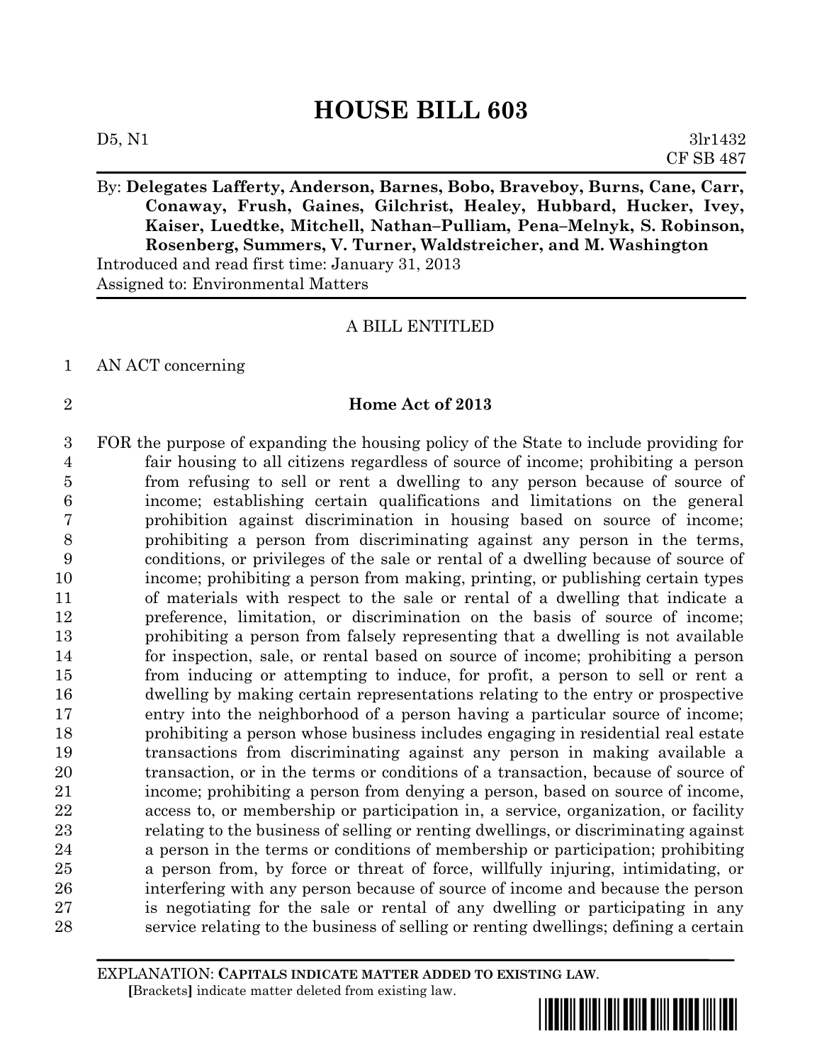# HOUSE BILL 603

D5, N1 3lr1432
CF SB 487

By: **Delegates Lafferty, Anderson, Barnes, Bobo, Braveboy, Burns, Cane, Carr, Conaway, Frush, Gaines, Gilchrist, Healey, Hubbard, Hucker, Ivey, Kaiser, Luedtke, Mitchell, Nathan–Pulliam, Pena–Melnyk, S. Robinson, Rosenberg, Summers, V. Turner, Waldstreicher, and M. Washington**
Introduced and read first time: January 31, 2013
Assigned to: Environmental Matters

A BILL ENTITLED

1 AN ACT concerning

2 **Home Act of 2013**

3 FOR the purpose of expanding the housing policy of the State to include providing for
4 fair housing to all citizens regardless of source of income; prohibiting a person
5 from refusing to sell or rent a dwelling to any person because of source of
6 income; establishing certain qualifications and limitations on the general
7 prohibition against discrimination in housing based on source of income;
8 prohibiting a person from discriminating against any person in the terms,
9 conditions, or privileges of the sale or rental of a dwelling because of source of
10 income; prohibiting a person from making, printing, or publishing certain types
11 of materials with respect to the sale or rental of a dwelling that indicate a
12 preference, limitation, or discrimination on the basis of source of income;
13 prohibiting a person from falsely representing that a dwelling is not available
14 for inspection, sale, or rental based on source of income; prohibiting a person
15 from inducing or attempting to induce, for profit, a person to sell or rent a
16 dwelling by making certain representations relating to the entry or prospective
17 entry into the neighborhood of a person having a particular source of income;
18 prohibiting a person whose business includes engaging in residential real estate
19 transactions from discriminating against any person in making available a
20 transaction, or in the terms or conditions of a transaction, because of source of
21 income; prohibiting a person from denying a person, based on source of income,
22 access to, or membership or participation in, a service, organization, or facility
23 relating to the business of selling or renting dwellings, or discriminating against
24 a person in the terms or conditions of membership or participation; prohibiting
25 a person from, by force or threat of force, willfully injuring, intimidating, or
26 interfering with any person because of source of income and because the person
27 is negotiating for the sale or rental of any dwelling or participating in any
28 service relating to the business of selling or renting dwellings; defining a certain

EXPLANATION: **CAPITALS INDICATE MATTER ADDED TO EXISTING LAW.**
**[**Brackets**]** indicate matter deleted from existing law.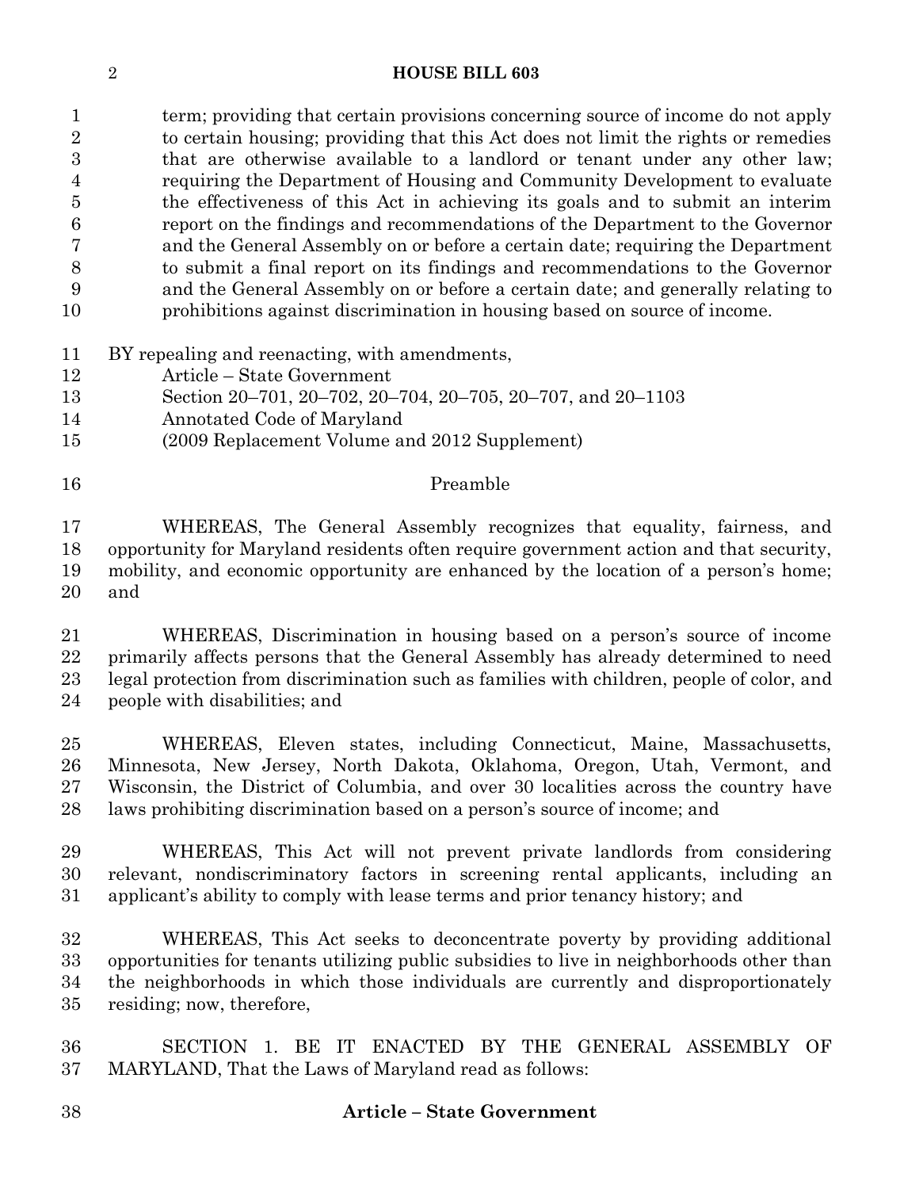term; providing that certain provisions concerning source of income do not apply to certain housing; providing that this Act does not limit the rights or remedies that are otherwise available to a landlord or tenant under any other law; requiring the Department of Housing and Community Development to evaluate the effectiveness of this Act in achieving its goals and to submit an interim report on the findings and recommendations of the Department to the Governor and the General Assembly on or before a certain date; requiring the Department to submit a final report on its findings and recommendations to the Governor and the General Assembly on or before a certain date; and generally relating to prohibitions against discrimination in housing based on source of income.

BY repealing and reenacting, with amendments,
Article – State Government
Section 20–701, 20–702, 20–704, 20–705, 20–707, and 20–1103
Annotated Code of Maryland
(2009 Replacement Volume and 2012 Supplement)

Preamble

WHEREAS, The General Assembly recognizes that equality, fairness, and opportunity for Maryland residents often require government action and that security, mobility, and economic opportunity are enhanced by the location of a person's home; and

WHEREAS, Discrimination in housing based on a person's source of income primarily affects persons that the General Assembly has already determined to need legal protection from discrimination such as families with children, people of color, and people with disabilities; and

WHEREAS, Eleven states, including Connecticut, Maine, Massachusetts, Minnesota, New Jersey, North Dakota, Oklahoma, Oregon, Utah, Vermont, and Wisconsin, the District of Columbia, and over 30 localities across the country have laws prohibiting discrimination based on a person's source of income; and

WHEREAS, This Act will not prevent private landlords from considering relevant, nondiscriminatory factors in screening rental applicants, including an applicant's ability to comply with lease terms and prior tenancy history; and

WHEREAS, This Act seeks to deconcentrate poverty by providing additional opportunities for tenants utilizing public subsidies to live in neighborhoods other than the neighborhoods in which those individuals are currently and disproportionately residing; now, therefore,

SECTION 1. BE IT ENACTED BY THE GENERAL ASSEMBLY OF MARYLAND, That the Laws of Maryland read as follows:

**Article – State Government**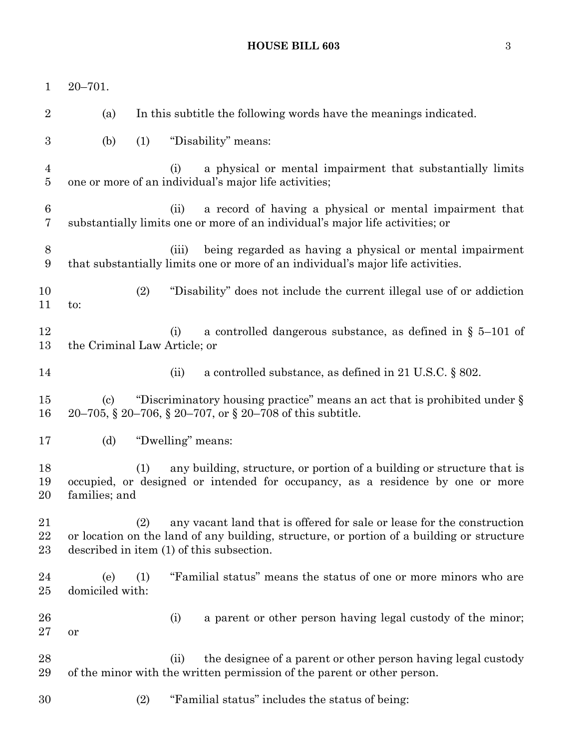20–701.

(a) In this subtitle the following words have the meanings indicated.

(b) (1) "Disability" means:

(i) a physical or mental impairment that substantially limits one or more of an individual's major life activities;

(ii) a record of having a physical or mental impairment that substantially limits one or more of an individual's major life activities; or

(iii) being regarded as having a physical or mental impairment that substantially limits one or more of an individual's major life activities.

(2) "Disability" does not include the current illegal use of or addiction to:

(i) a controlled dangerous substance, as defined in § 5–101 of the Criminal Law Article; or

(ii) a controlled substance, as defined in 21 U.S.C. § 802.

(c) "Discriminatory housing practice" means an act that is prohibited under § 20–705, § 20–706, § 20–707, or § 20–708 of this subtitle.

(d) "Dwelling" means:

(1) any building, structure, or portion of a building or structure that is occupied, or designed or intended for occupancy, as a residence by one or more families; and

(2) any vacant land that is offered for sale or lease for the construction or location on the land of any building, structure, or portion of a building or structure described in item (1) of this subsection.

(e) (1) "Familial status" means the status of one or more minors who are domiciled with:

(i) a parent or other person having legal custody of the minor; or

(ii) the designee of a parent or other person having legal custody of the minor with the written permission of the parent or other person.

(2) "Familial status" includes the status of being: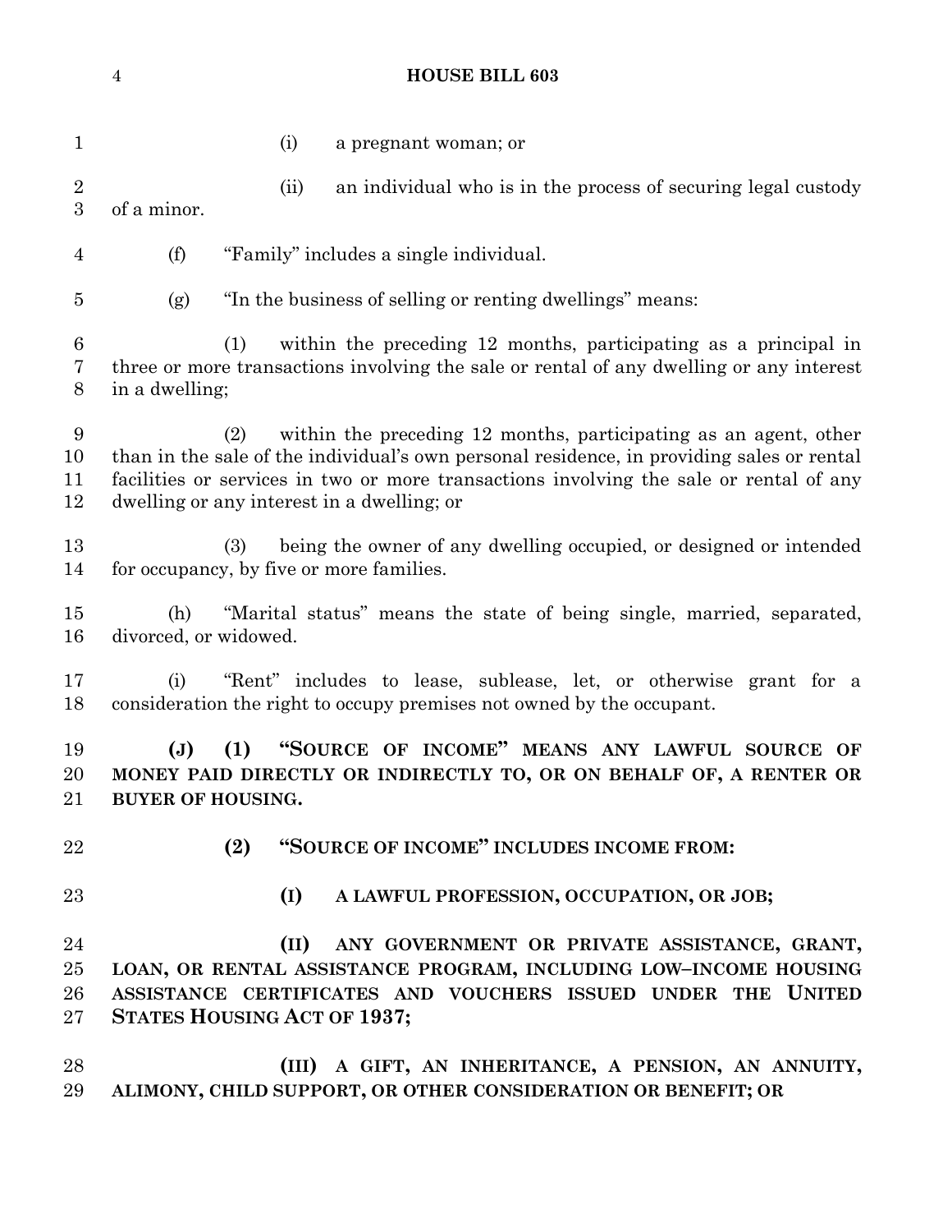(i) a pregnant woman; or

(ii) an individual who is in the process of securing legal custody of a minor.

(f) "Family" includes a single individual.

(g) "In the business of selling or renting dwellings" means:

(1) within the preceding 12 months, participating as a principal in three or more transactions involving the sale or rental of any dwelling or any interest in a dwelling;

(2) within the preceding 12 months, participating as an agent, other than in the sale of the individual's own personal residence, in providing sales or rental facilities or services in two or more transactions involving the sale or rental of any dwelling or any interest in a dwelling; or

(3) being the owner of any dwelling occupied, or designed or intended for occupancy, by five or more families.

(h) "Marital status" means the state of being single, married, separated, divorced, or widowed.

(i) "Rent" includes to lease, sublease, let, or otherwise grant for a consideration the right to occupy premises not owned by the occupant.

**(J) (1) "SOURCE OF INCOME" MEANS ANY LAWFUL SOURCE OF MONEY PAID DIRECTLY OR INDIRECTLY TO, OR ON BEHALF OF, A RENTER OR BUYER OF HOUSING.**

**(2) "SOURCE OF INCOME" INCLUDES INCOME FROM:**

**(I) A LAWFUL PROFESSION, OCCUPATION, OR JOB;**

**(II) ANY GOVERNMENT OR PRIVATE ASSISTANCE, GRANT, LOAN, OR RENTAL ASSISTANCE PROGRAM, INCLUDING LOW–INCOME HOUSING ASSISTANCE CERTIFICATES AND VOUCHERS ISSUED UNDER THE UNITED STATES HOUSING ACT OF 1937;**

**(III) A GIFT, AN INHERITANCE, A PENSION, AN ANNUITY, ALIMONY, CHILD SUPPORT, OR OTHER CONSIDERATION OR BENEFIT; OR**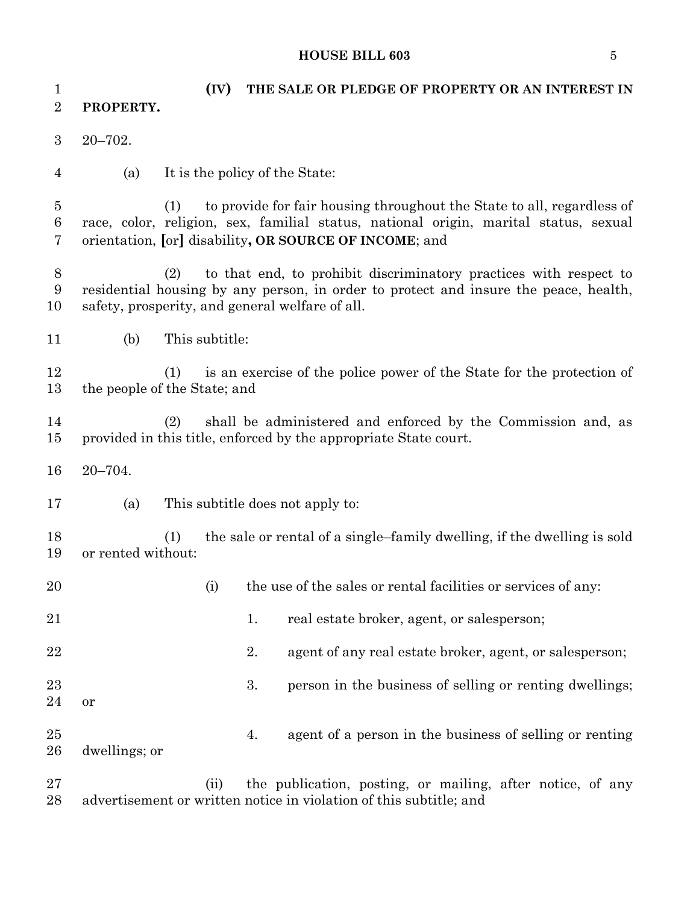**(IV) THE SALE OR PLEDGE OF PROPERTY OR AN INTEREST IN PROPERTY.**

20–702.

(a) It is the policy of the State:

(1) to provide for fair housing throughout the State to all, regardless of race, color, religion, sex, familial status, national origin, marital status, sexual orientation, **[**or**]** disability**, OR SOURCE OF INCOME**; and

(2) to that end, to prohibit discriminatory practices with respect to residential housing by any person, in order to protect and insure the peace, health, safety, prosperity, and general welfare of all.

(b) This subtitle:

(1) is an exercise of the police power of the State for the protection of the people of the State; and

(2) shall be administered and enforced by the Commission and, as provided in this title, enforced by the appropriate State court.

20–704.

(a) This subtitle does not apply to:

(1) the sale or rental of a single–family dwelling, if the dwelling is sold or rented without:

(i) the use of the sales or rental facilities or services of any:

1. real estate broker, agent, or salesperson;

2. agent of any real estate broker, agent, or salesperson;

3. person in the business of selling or renting dwellings; or

4. agent of a person in the business of selling or renting dwellings; or

(ii) the publication, posting, or mailing, after notice, of any advertisement or written notice in violation of this subtitle; and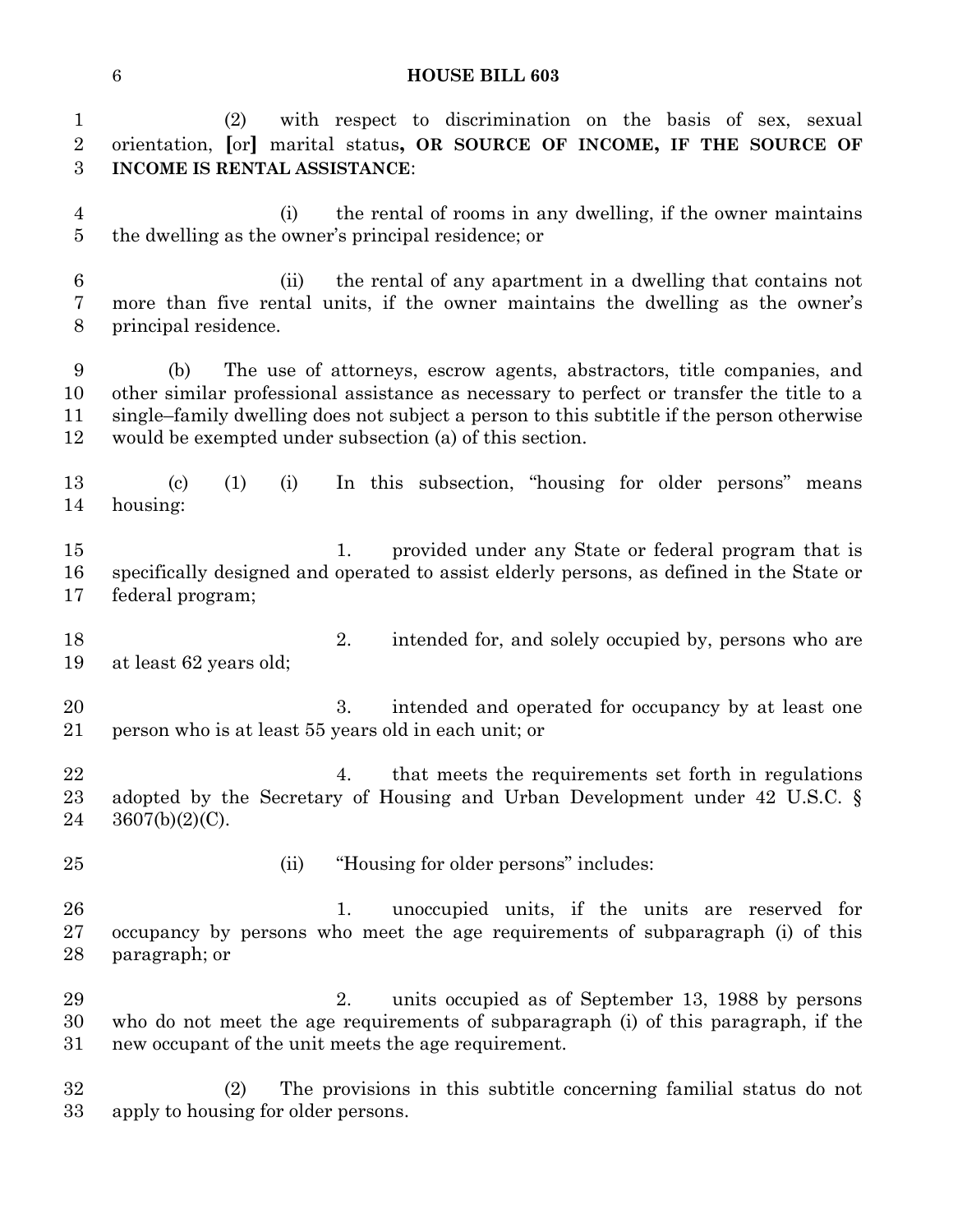(2) with respect to discrimination on the basis of sex, sexual orientation, [or] marital status**, OR SOURCE OF INCOME, IF THE SOURCE OF INCOME IS RENTAL ASSISTANCE**:

(i) the rental of rooms in any dwelling, if the owner maintains the dwelling as the owner's principal residence; or

(ii) the rental of any apartment in a dwelling that contains not more than five rental units, if the owner maintains the dwelling as the owner's principal residence.

(b) The use of attorneys, escrow agents, abstractors, title companies, and other similar professional assistance as necessary to perfect or transfer the title to a single–family dwelling does not subject a person to this subtitle if the person otherwise would be exempted under subsection (a) of this section.

(c) (1) (i) In this subsection, "housing for older persons" means housing:

1. provided under any State or federal program that is specifically designed and operated to assist elderly persons, as defined in the State or federal program;

2. intended for, and solely occupied by, persons who are at least 62 years old;

3. intended and operated for occupancy by at least one person who is at least 55 years old in each unit; or

4. that meets the requirements set forth in regulations adopted by the Secretary of Housing and Urban Development under 42 U.S.C. § 3607(b)(2)(C).

(ii) "Housing for older persons" includes:

1. unoccupied units, if the units are reserved for occupancy by persons who meet the age requirements of subparagraph (i) of this paragraph; or

2. units occupied as of September 13, 1988 by persons who do not meet the age requirements of subparagraph (i) of this paragraph, if the new occupant of the unit meets the age requirement.

(2) The provisions in this subtitle concerning familial status do not apply to housing for older persons.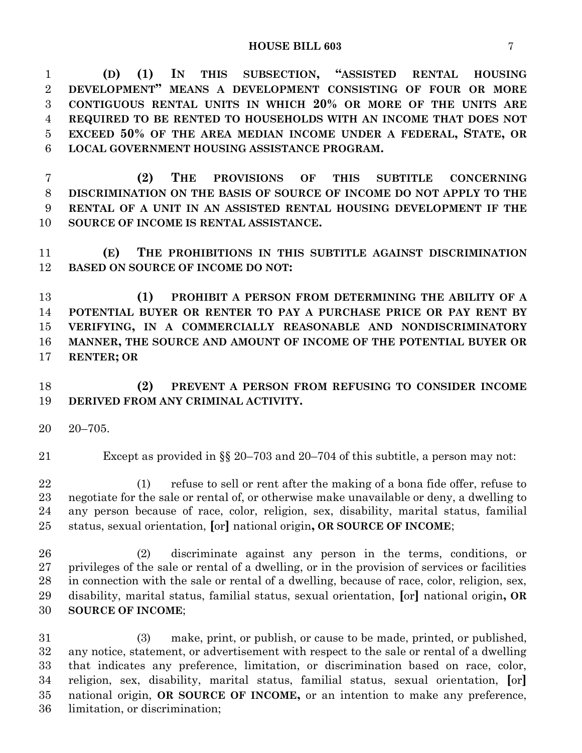**(D) (1) IN THIS SUBSECTION, "ASSISTED RENTAL HOUSING DEVELOPMENT" MEANS A DEVELOPMENT CONSISTING OF FOUR OR MORE CONTIGUOUS RENTAL UNITS IN WHICH 20% OR MORE OF THE UNITS ARE REQUIRED TO BE RENTED TO HOUSEHOLDS WITH AN INCOME THAT DOES NOT EXCEED 50% OF THE AREA MEDIAN INCOME UNDER A FEDERAL, STATE, OR LOCAL GOVERNMENT HOUSING ASSISTANCE PROGRAM.**

**(2) THE PROVISIONS OF THIS SUBTITLE CONCERNING DISCRIMINATION ON THE BASIS OF SOURCE OF INCOME DO NOT APPLY TO THE RENTAL OF A UNIT IN AN ASSISTED RENTAL HOUSING DEVELOPMENT IF THE SOURCE OF INCOME IS RENTAL ASSISTANCE.**

**(E) THE PROHIBITIONS IN THIS SUBTITLE AGAINST DISCRIMINATION BASED ON SOURCE OF INCOME DO NOT:**

**(1) PROHIBIT A PERSON FROM DETERMINING THE ABILITY OF A POTENTIAL BUYER OR RENTER TO PAY A PURCHASE PRICE OR PAY RENT BY VERIFYING, IN A COMMERCIALLY REASONABLE AND NONDISCRIMINATORY MANNER, THE SOURCE AND AMOUNT OF INCOME OF THE POTENTIAL BUYER OR RENTER; OR**

**(2) PREVENT A PERSON FROM REFUSING TO CONSIDER INCOME DERIVED FROM ANY CRIMINAL ACTIVITY.**

20–705.

Except as provided in §§ 20–703 and 20–704 of this subtitle, a person may not:

(1) refuse to sell or rent after the making of a bona fide offer, refuse to negotiate for the sale or rental of, or otherwise make unavailable or deny, a dwelling to any person because of race, color, religion, sex, disability, marital status, familial status, sexual orientation, **[**or**]** national origin**, OR SOURCE OF INCOME**;

(2) discriminate against any person in the terms, conditions, or privileges of the sale or rental of a dwelling, or in the provision of services or facilities in connection with the sale or rental of a dwelling, because of race, color, religion, sex, disability, marital status, familial status, sexual orientation, **[**or**]** national origin**, OR SOURCE OF INCOME**;

(3) make, print, or publish, or cause to be made, printed, or published, any notice, statement, or advertisement with respect to the sale or rental of a dwelling that indicates any preference, limitation, or discrimination based on race, color, religion, sex, disability, marital status, familial status, sexual orientation, **[**or**]** national origin, **OR SOURCE OF INCOME,** or an intention to make any preference, limitation, or discrimination;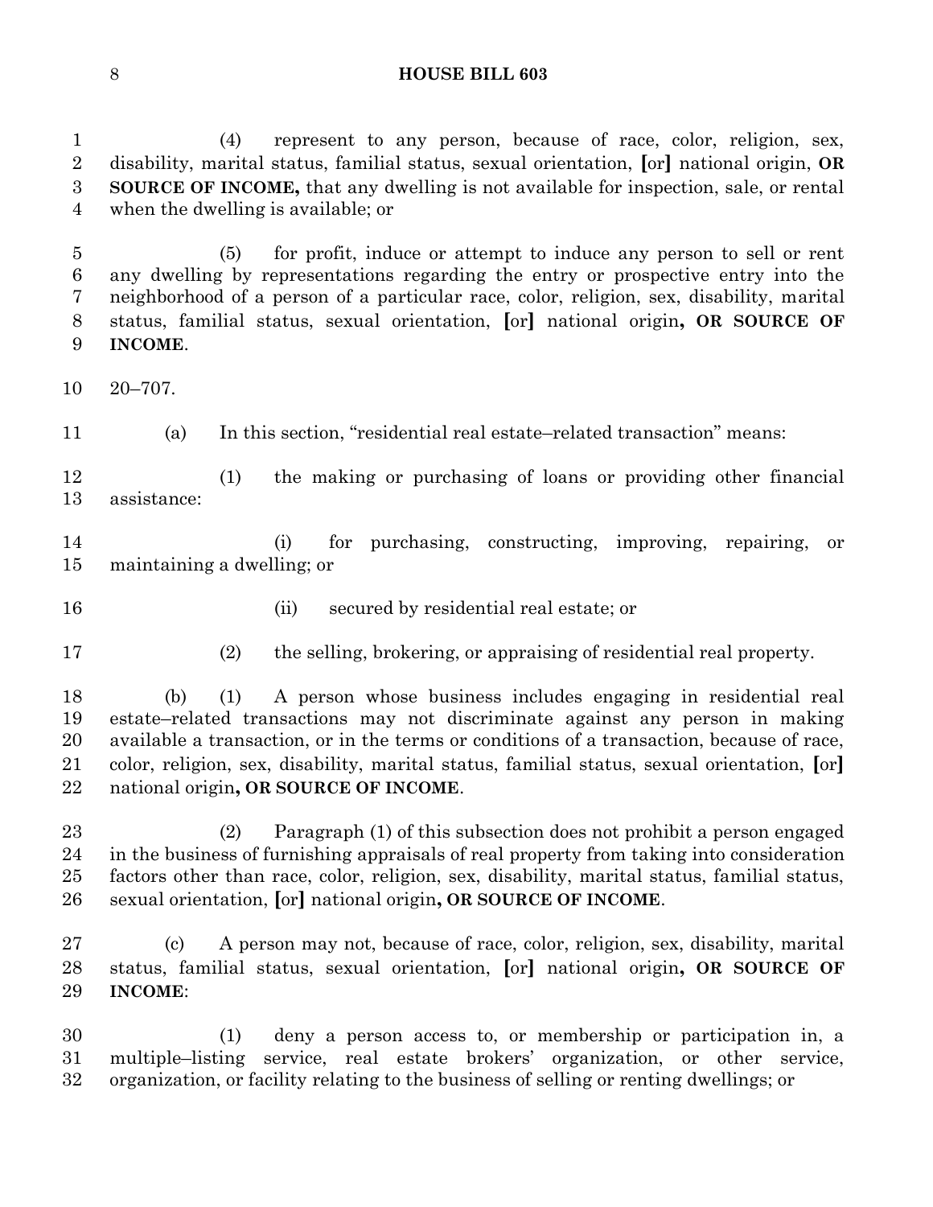(4) represent to any person, because of race, color, religion, sex, disability, marital status, familial status, sexual orientation, [or] national origin, **OR SOURCE OF INCOME,** that any dwelling is not available for inspection, sale, or rental when the dwelling is available; or

(5) for profit, induce or attempt to induce any person to sell or rent any dwelling by representations regarding the entry or prospective entry into the neighborhood of a person of a particular race, color, religion, sex, disability, marital status, familial status, sexual orientation, [or] national origin**, OR SOURCE OF INCOME**.

20–707.

(a) In this section, "residential real estate–related transaction" means:

(1) the making or purchasing of loans or providing other financial assistance:

(i) for purchasing, constructing, improving, repairing, or maintaining a dwelling; or

(ii) secured by residential real estate; or

(2) the selling, brokering, or appraising of residential real property.

(b) (1) A person whose business includes engaging in residential real estate–related transactions may not discriminate against any person in making available a transaction, or in the terms or conditions of a transaction, because of race, color, religion, sex, disability, marital status, familial status, sexual orientation, [or] national origin**, OR SOURCE OF INCOME**.

(2) Paragraph (1) of this subsection does not prohibit a person engaged in the business of furnishing appraisals of real property from taking into consideration factors other than race, color, religion, sex, disability, marital status, familial status, sexual orientation, [or] national origin**, OR SOURCE OF INCOME**.

(c) A person may not, because of race, color, religion, sex, disability, marital status, familial status, sexual orientation, [or] national origin**, OR SOURCE OF INCOME**:

(1) deny a person access to, or membership or participation in, a multiple–listing service, real estate brokers' organization, or other service, organization, or facility relating to the business of selling or renting dwellings; or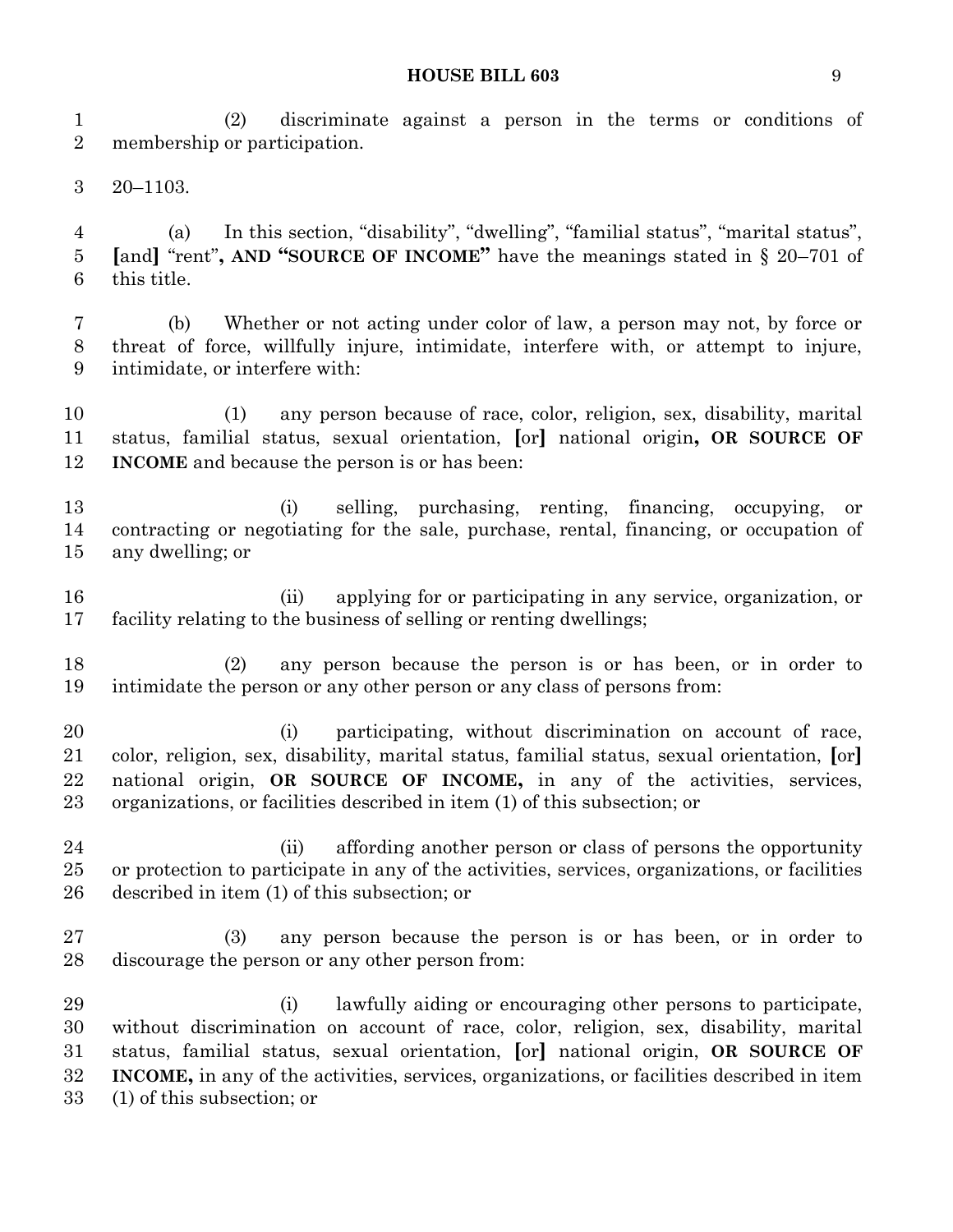(2) discriminate against a person in the terms or conditions of membership or participation.

20–1103.

(a) In this section, "disability", "dwelling", "familial status", "marital status", [and] "rent", **AND "SOURCE OF INCOME"** have the meanings stated in § 20–701 of this title.

(b) Whether or not acting under color of law, a person may not, by force or threat of force, willfully injure, intimidate, interfere with, or attempt to injure, intimidate, or interfere with:

(1) any person because of race, color, religion, sex, disability, marital status, familial status, sexual orientation, [or] national origin**, OR SOURCE OF INCOME** and because the person is or has been:

(i) selling, purchasing, renting, financing, occupying, or contracting or negotiating for the sale, purchase, rental, financing, or occupation of any dwelling; or

(ii) applying for or participating in any service, organization, or facility relating to the business of selling or renting dwellings;

(2) any person because the person is or has been, or in order to intimidate the person or any other person or any class of persons from:

(i) participating, without discrimination on account of race, color, religion, sex, disability, marital status, familial status, sexual orientation, [or] national origin, **OR SOURCE OF INCOME,** in any of the activities, services, organizations, or facilities described in item (1) of this subsection; or

(ii) affording another person or class of persons the opportunity or protection to participate in any of the activities, services, organizations, or facilities described in item (1) of this subsection; or

(3) any person because the person is or has been, or in order to discourage the person or any other person from:

(i) lawfully aiding or encouraging other persons to participate, without discrimination on account of race, color, religion, sex, disability, marital status, familial status, sexual orientation, [or] national origin, **OR SOURCE OF INCOME,** in any of the activities, services, organizations, or facilities described in item (1) of this subsection; or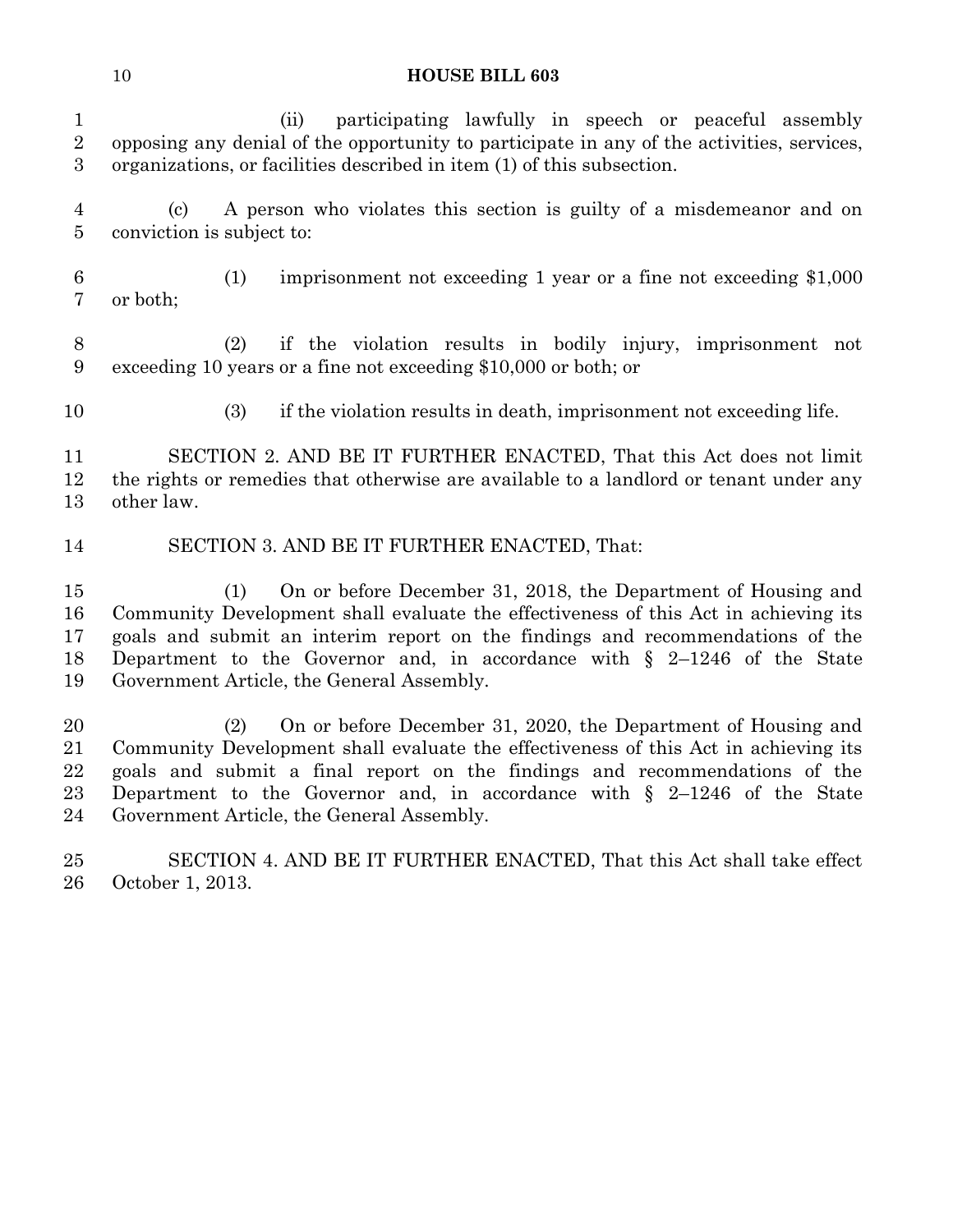(ii) participating lawfully in speech or peaceful assembly opposing any denial of the opportunity to participate in any of the activities, services, organizations, or facilities described in item (1) of this subsection.

(c) A person who violates this section is guilty of a misdemeanor and on conviction is subject to:

(1) imprisonment not exceeding 1 year or a fine not exceeding $1,000 or both;

(2) if the violation results in bodily injury, imprisonment not exceeding 10 years or a fine not exceeding $10,000 or both; or

(3) if the violation results in death, imprisonment not exceeding life.

SECTION 2. AND BE IT FURTHER ENACTED, That this Act does not limit the rights or remedies that otherwise are available to a landlord or tenant under any other law.

SECTION 3. AND BE IT FURTHER ENACTED, That:

(1) On or before December 31, 2018, the Department of Housing and Community Development shall evaluate the effectiveness of this Act in achieving its goals and submit an interim report on the findings and recommendations of the Department to the Governor and, in accordance with § 2–1246 of the State Government Article, the General Assembly.

(2) On or before December 31, 2020, the Department of Housing and Community Development shall evaluate the effectiveness of this Act in achieving its goals and submit a final report on the findings and recommendations of the Department to the Governor and, in accordance with § 2–1246 of the State Government Article, the General Assembly.

SECTION 4. AND BE IT FURTHER ENACTED, That this Act shall take effect October 1, 2013.